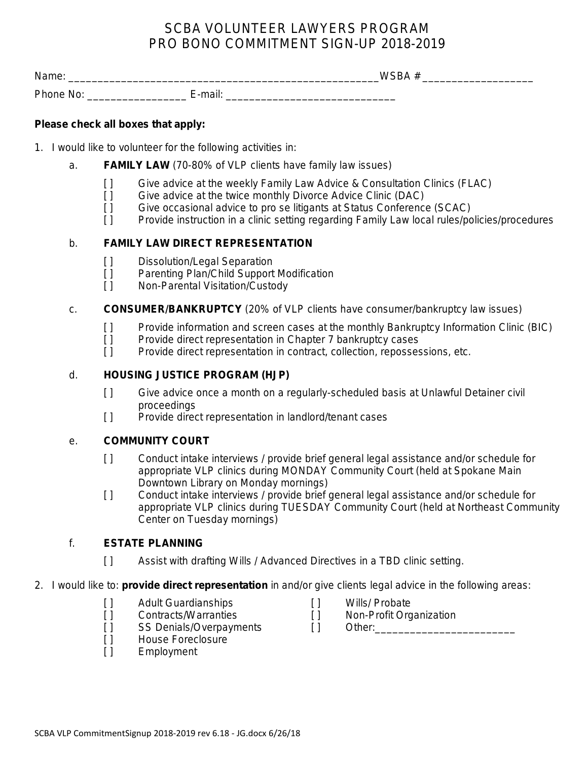# SCBA VOLUNTEER LAWYERS PROGRAM
# PRO BONO COMMITMENT SIGN-UP 2018-2019

Name: ______________________________________________________ WSBA # ___________________

Phone No: _________________ E-mail: ______________________________

**Please check all boxes that apply:**

1. I would like to volunteer for the following activities in:

   a. **FAMILY LAW** (70-80% of VLP clients have family law issues)

      [ ] Give advice at the weekly Family Law Advice & Consultation Clinics (FLAC)
      [ ] Give advice at the twice monthly Divorce Advice Clinic (DAC)
      [ ] Give occasional advice to pro se litigants at Status Conference (SCAC)
      [ ] Provide instruction in a clinic setting regarding Family Law local rules/policies/procedures

   b. **FAMILY LAW DIRECT REPRESENTATION**

      [ ] Dissolution/Legal Separation
      [ ] Parenting Plan/Child Support Modification
      [ ] Non-Parental Visitation/Custody

   c. **CONSUMER/BANKRUPTCY** (20% of VLP clients have consumer/bankruptcy law issues)

      [ ] Provide information and screen cases at the monthly Bankruptcy Information Clinic (BIC)
      [ ] Provide direct representation in Chapter 7 bankruptcy cases
      [ ] Provide direct representation in contract, collection, repossessions, etc.

   d. **HOUSING JUSTICE PROGRAM (HJP)**

      [ ] Give advice once a month on a regularly-scheduled basis at Unlawful Detainer civil proceedings
      [ ] Provide direct representation in landlord/tenant cases

   e. **COMMUNITY COURT**

      [ ] Conduct intake interviews / provide brief general legal assistance and/or schedule for appropriate VLP clinics during MONDAY Community Court (held at Spokane Main Downtown Library on Monday mornings)
      [ ] Conduct intake interviews / provide brief general legal assistance and/or schedule for appropriate VLP clinics during TUESDAY Community Court (held at Northeast Community Center on Tuesday mornings)

   f. **ESTATE PLANNING**

      [ ] Assist with drafting Wills / Advanced Directives in a TBD clinic setting.

2. I would like to: **provide direct representation** in and/or give clients legal advice in the following areas:

   [ ] Adult Guardianships
   [ ] Contracts/Warranties
   [ ] SS Denials/Overpayments
   [ ] House Foreclosure
   [ ] Employment
   [ ] Wills/ Probate
   [ ] Non-Profit Organization
   [ ] Other:________________________

SCBA VLP CommitmentSignup 2018-2019 rev 6.18 - JG.docx 6/26/18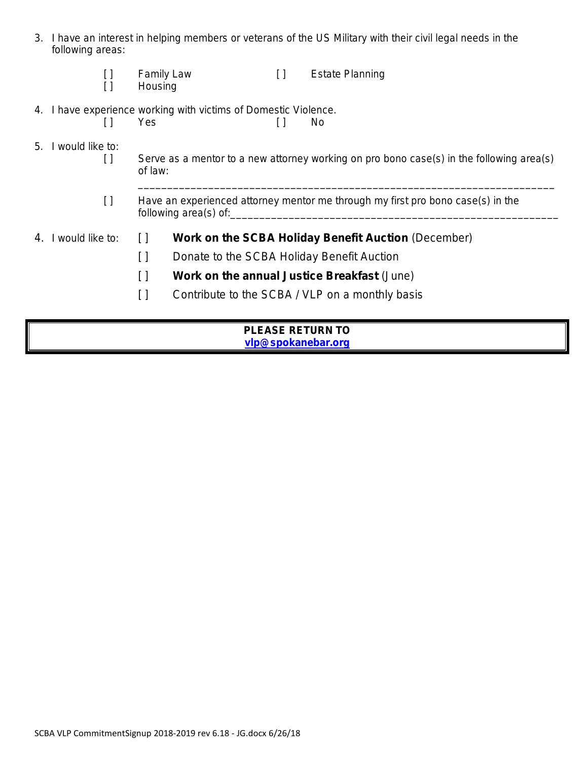3. I have an interest in helping members or veterans of the US Military with their civil legal needs in the following areas:

   [ ] Family Law   [ ] Estate Planning
   [ ] Housing

4. I have experience working with victims of Domestic Violence.
   [ ] Yes   [ ] No

5. I would like to:
   [ ] Serve as a mentor to a new attorney working on pro bono case(s) in the following area(s) of law:
   ______________________________________________________________________
   [ ] Have an experienced attorney mentor me through my first pro bono case(s) in the following area(s) of:______________________________________________________

4. I would like to:
   [ ] **Work on the SCBA Holiday Benefit Auction** (December)
   [ ] Donate to the SCBA Holiday Benefit Auction
   [ ] **Work on the annual Justice Breakfast** (June)
   [ ] Contribute to the SCBA / VLP on a monthly basis

**PLEASE RETURN TO**
**vlp@spokanebar.org**

SCBA VLP CommitmentSignup 2018-2019 rev 6.18 - JG.docx 6/26/18